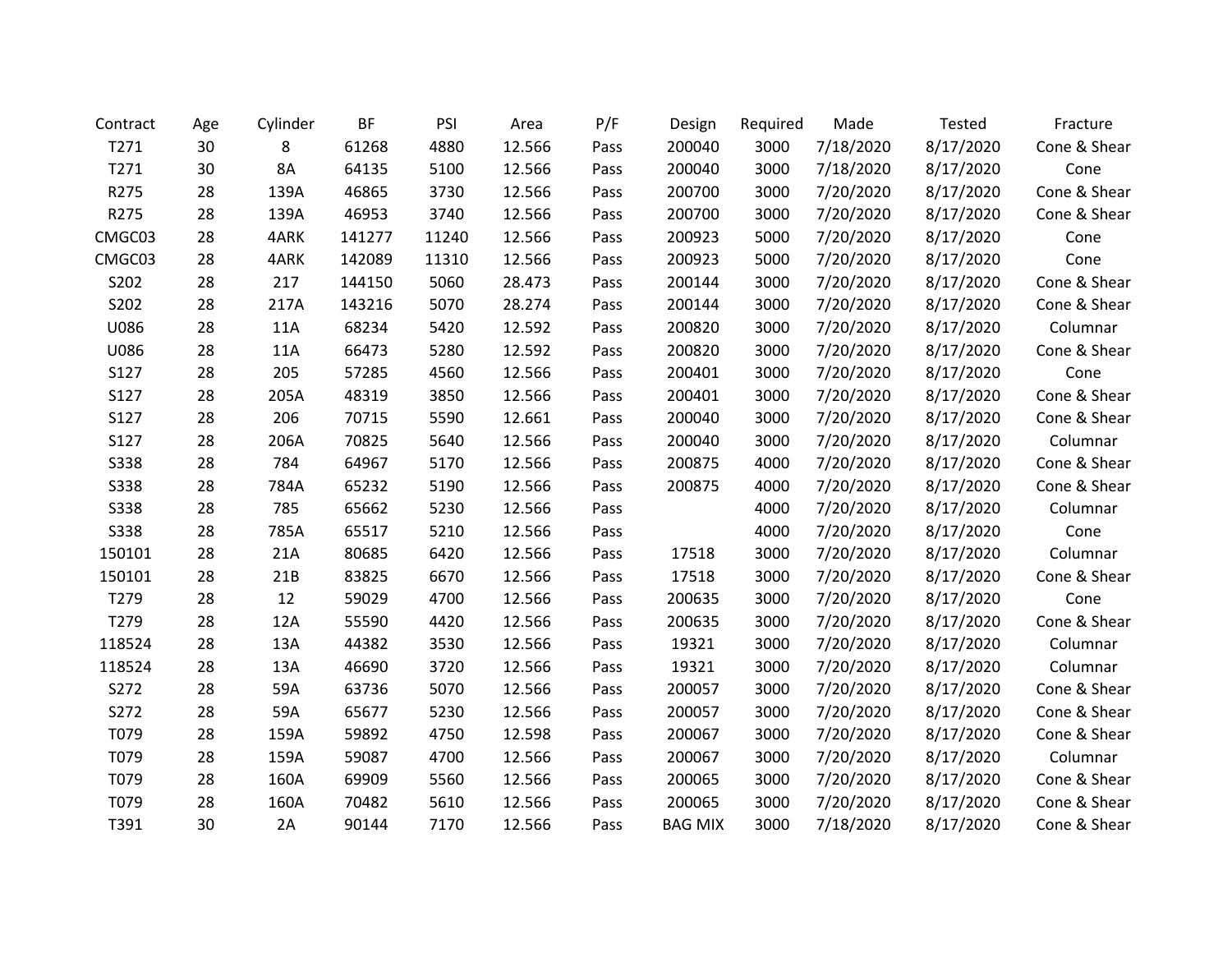| Contract | Age | Cylinder | BF | PSI | Area | P/F | Design | Required | Made | Tested | Fracture |
|---|---|---|---|---|---|---|---|---|---|---|---|
| T271 | 30 | 8 | 61268 | 4880 | 12.566 | Pass | 200040 | 3000 | 7/18/2020 | 8/17/2020 | Cone & Shear |
| T271 | 30 | 8A | 64135 | 5100 | 12.566 | Pass | 200040 | 3000 | 7/18/2020 | 8/17/2020 | Cone |
| R275 | 28 | 139A | 46865 | 3730 | 12.566 | Pass | 200700 | 3000 | 7/20/2020 | 8/17/2020 | Cone & Shear |
| R275 | 28 | 139A | 46953 | 3740 | 12.566 | Pass | 200700 | 3000 | 7/20/2020 | 8/17/2020 | Cone & Shear |
| CMGC03 | 28 | 4ARK | 141277 | 11240 | 12.566 | Pass | 200923 | 5000 | 7/20/2020 | 8/17/2020 | Cone |
| CMGC03 | 28 | 4ARK | 142089 | 11310 | 12.566 | Pass | 200923 | 5000 | 7/20/2020 | 8/17/2020 | Cone |
| S202 | 28 | 217 | 144150 | 5060 | 28.473 | Pass | 200144 | 3000 | 7/20/2020 | 8/17/2020 | Cone & Shear |
| S202 | 28 | 217A | 143216 | 5070 | 28.274 | Pass | 200144 | 3000 | 7/20/2020 | 8/17/2020 | Cone & Shear |
| U086 | 28 | 11A | 68234 | 5420 | 12.592 | Pass | 200820 | 3000 | 7/20/2020 | 8/17/2020 | Columnar |
| U086 | 28 | 11A | 66473 | 5280 | 12.592 | Pass | 200820 | 3000 | 7/20/2020 | 8/17/2020 | Cone & Shear |
| S127 | 28 | 205 | 57285 | 4560 | 12.566 | Pass | 200401 | 3000 | 7/20/2020 | 8/17/2020 | Cone |
| S127 | 28 | 205A | 48319 | 3850 | 12.566 | Pass | 200401 | 3000 | 7/20/2020 | 8/17/2020 | Cone & Shear |
| S127 | 28 | 206 | 70715 | 5590 | 12.661 | Pass | 200040 | 3000 | 7/20/2020 | 8/17/2020 | Cone & Shear |
| S127 | 28 | 206A | 70825 | 5640 | 12.566 | Pass | 200040 | 3000 | 7/20/2020 | 8/17/2020 | Columnar |
| S338 | 28 | 784 | 64967 | 5170 | 12.566 | Pass | 200875 | 4000 | 7/20/2020 | 8/17/2020 | Cone & Shear |
| S338 | 28 | 784A | 65232 | 5190 | 12.566 | Pass | 200875 | 4000 | 7/20/2020 | 8/17/2020 | Cone & Shear |
| S338 | 28 | 785 | 65662 | 5230 | 12.566 | Pass | | 4000 | 7/20/2020 | 8/17/2020 | Columnar |
| S338 | 28 | 785A | 65517 | 5210 | 12.566 | Pass | | 4000 | 7/20/2020 | 8/17/2020 | Cone |
| 150101 | 28 | 21A | 80685 | 6420 | 12.566 | Pass | 17518 | 3000 | 7/20/2020 | 8/17/2020 | Columnar |
| 150101 | 28 | 21B | 83825 | 6670 | 12.566 | Pass | 17518 | 3000 | 7/20/2020 | 8/17/2020 | Cone & Shear |
| T279 | 28 | 12 | 59029 | 4700 | 12.566 | Pass | 200635 | 3000 | 7/20/2020 | 8/17/2020 | Cone |
| T279 | 28 | 12A | 55590 | 4420 | 12.566 | Pass | 200635 | 3000 | 7/20/2020 | 8/17/2020 | Cone & Shear |
| 118524 | 28 | 13A | 44382 | 3530 | 12.566 | Pass | 19321 | 3000 | 7/20/2020 | 8/17/2020 | Columnar |
| 118524 | 28 | 13A | 46690 | 3720 | 12.566 | Pass | 19321 | 3000 | 7/20/2020 | 8/17/2020 | Columnar |
| S272 | 28 | 59A | 63736 | 5070 | 12.566 | Pass | 200057 | 3000 | 7/20/2020 | 8/17/2020 | Cone & Shear |
| S272 | 28 | 59A | 65677 | 5230 | 12.566 | Pass | 200057 | 3000 | 7/20/2020 | 8/17/2020 | Cone & Shear |
| T079 | 28 | 159A | 59892 | 4750 | 12.598 | Pass | 200067 | 3000 | 7/20/2020 | 8/17/2020 | Cone & Shear |
| T079 | 28 | 159A | 59087 | 4700 | 12.566 | Pass | 200067 | 3000 | 7/20/2020 | 8/17/2020 | Columnar |
| T079 | 28 | 160A | 69909 | 5560 | 12.566 | Pass | 200065 | 3000 | 7/20/2020 | 8/17/2020 | Cone & Shear |
| T079 | 28 | 160A | 70482 | 5610 | 12.566 | Pass | 200065 | 3000 | 7/20/2020 | 8/17/2020 | Cone & Shear |
| T391 | 30 | 2A | 90144 | 7170 | 12.566 | Pass | BAG MIX | 3000 | 7/18/2020 | 8/17/2020 | Cone & Shear |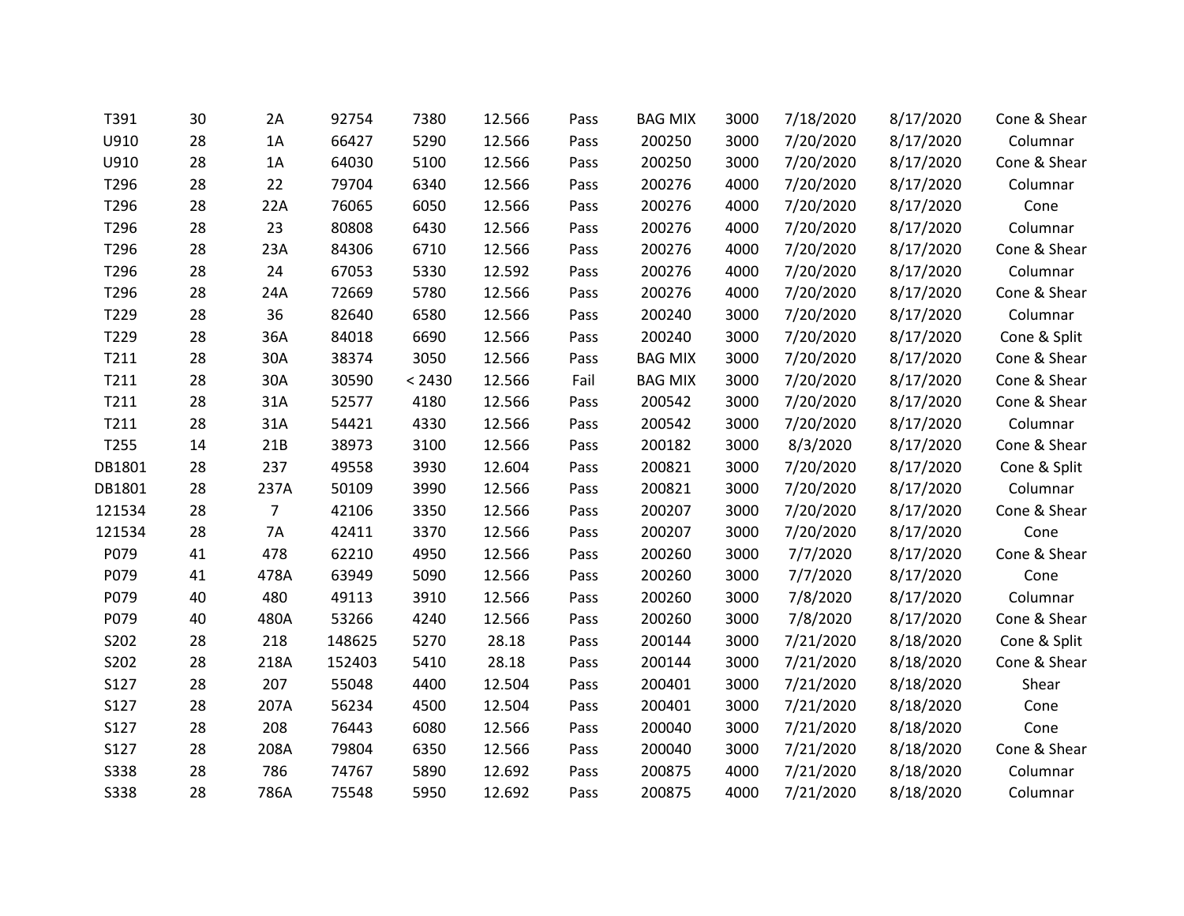| T391 | 30 | 2A | 92754 | 7380 | 12.566 | Pass | BAG MIX | 3000 | 7/18/2020 | 8/17/2020 | Cone & Shear |
|---|---|---|---|---|---|---|---|---|---|---|---|
| U910 | 28 | 1A | 66427 | 5290 | 12.566 | Pass | 200250 | 3000 | 7/20/2020 | 8/17/2020 | Columnar |
| U910 | 28 | 1A | 64030 | 5100 | 12.566 | Pass | 200250 | 3000 | 7/20/2020 | 8/17/2020 | Cone & Shear |
| T296 | 28 | 22 | 79704 | 6340 | 12.566 | Pass | 200276 | 4000 | 7/20/2020 | 8/17/2020 | Columnar |
| T296 | 28 | 22A | 76065 | 6050 | 12.566 | Pass | 200276 | 4000 | 7/20/2020 | 8/17/2020 | Cone |
| T296 | 28 | 23 | 80808 | 6430 | 12.566 | Pass | 200276 | 4000 | 7/20/2020 | 8/17/2020 | Columnar |
| T296 | 28 | 23A | 84306 | 6710 | 12.566 | Pass | 200276 | 4000 | 7/20/2020 | 8/17/2020 | Cone & Shear |
| T296 | 28 | 24 | 67053 | 5330 | 12.592 | Pass | 200276 | 4000 | 7/20/2020 | 8/17/2020 | Columnar |
| T296 | 28 | 24A | 72669 | 5780 | 12.566 | Pass | 200276 | 4000 | 7/20/2020 | 8/17/2020 | Cone & Shear |
| T229 | 28 | 36 | 82640 | 6580 | 12.566 | Pass | 200240 | 3000 | 7/20/2020 | 8/17/2020 | Columnar |
| T229 | 28 | 36A | 84018 | 6690 | 12.566 | Pass | 200240 | 3000 | 7/20/2020 | 8/17/2020 | Cone & Split |
| T211 | 28 | 30A | 38374 | 3050 | 12.566 | Pass | BAG MIX | 3000 | 7/20/2020 | 8/17/2020 | Cone & Shear |
| T211 | 28 | 30A | 30590 | < 2430 | 12.566 | Fail | BAG MIX | 3000 | 7/20/2020 | 8/17/2020 | Cone & Shear |
| T211 | 28 | 31A | 52577 | 4180 | 12.566 | Pass | 200542 | 3000 | 7/20/2020 | 8/17/2020 | Cone & Shear |
| T211 | 28 | 31A | 54421 | 4330 | 12.566 | Pass | 200542 | 3000 | 7/20/2020 | 8/17/2020 | Columnar |
| T255 | 14 | 21B | 38973 | 3100 | 12.566 | Pass | 200182 | 3000 | 8/3/2020 | 8/17/2020 | Cone & Shear |
| DB1801 | 28 | 237 | 49558 | 3930 | 12.604 | Pass | 200821 | 3000 | 7/20/2020 | 8/17/2020 | Cone & Split |
| DB1801 | 28 | 237A | 50109 | 3990 | 12.566 | Pass | 200821 | 3000 | 7/20/2020 | 8/17/2020 | Columnar |
| 121534 | 28 | 7 | 42106 | 3350 | 12.566 | Pass | 200207 | 3000 | 7/20/2020 | 8/17/2020 | Cone & Shear |
| 121534 | 28 | 7A | 42411 | 3370 | 12.566 | Pass | 200207 | 3000 | 7/20/2020 | 8/17/2020 | Cone |
| P079 | 41 | 478 | 62210 | 4950 | 12.566 | Pass | 200260 | 3000 | 7/7/2020 | 8/17/2020 | Cone & Shear |
| P079 | 41 | 478A | 63949 | 5090 | 12.566 | Pass | 200260 | 3000 | 7/7/2020 | 8/17/2020 | Cone |
| P079 | 40 | 480 | 49113 | 3910 | 12.566 | Pass | 200260 | 3000 | 7/8/2020 | 8/17/2020 | Columnar |
| P079 | 40 | 480A | 53266 | 4240 | 12.566 | Pass | 200260 | 3000 | 7/8/2020 | 8/17/2020 | Cone & Shear |
| S202 | 28 | 218 | 148625 | 5270 | 28.18 | Pass | 200144 | 3000 | 7/21/2020 | 8/18/2020 | Cone & Split |
| S202 | 28 | 218A | 152403 | 5410 | 28.18 | Pass | 200144 | 3000 | 7/21/2020 | 8/18/2020 | Cone & Shear |
| S127 | 28 | 207 | 55048 | 4400 | 12.504 | Pass | 200401 | 3000 | 7/21/2020 | 8/18/2020 | Shear |
| S127 | 28 | 207A | 56234 | 4500 | 12.504 | Pass | 200401 | 3000 | 7/21/2020 | 8/18/2020 | Cone |
| S127 | 28 | 208 | 76443 | 6080 | 12.566 | Pass | 200040 | 3000 | 7/21/2020 | 8/18/2020 | Cone |
| S127 | 28 | 208A | 79804 | 6350 | 12.566 | Pass | 200040 | 3000 | 7/21/2020 | 8/18/2020 | Cone & Shear |
| S338 | 28 | 786 | 74767 | 5890 | 12.692 | Pass | 200875 | 4000 | 7/21/2020 | 8/18/2020 | Columnar |
| S338 | 28 | 786A | 75548 | 5950 | 12.692 | Pass | 200875 | 4000 | 7/21/2020 | 8/18/2020 | Columnar |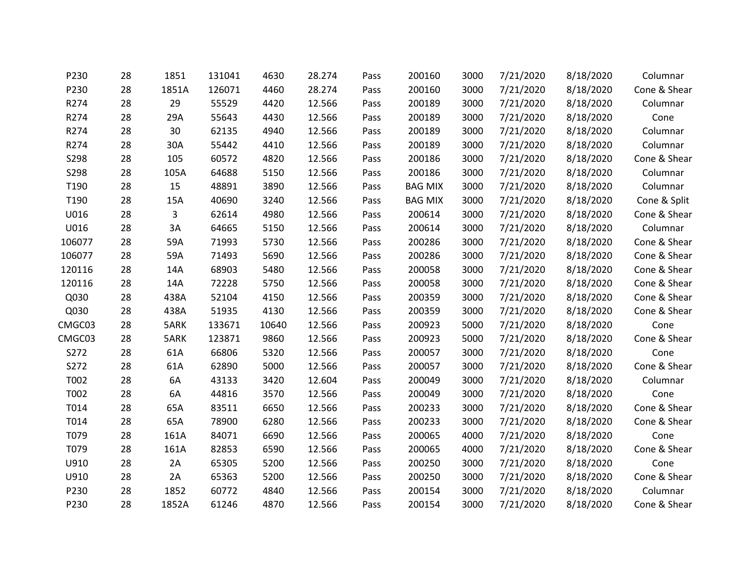| | | | | | | | | | | | |
|---|---|---|---|---|---|---|---|---|---|---|---|
| P230 | 28 | 1851 | 131041 | 4630 | 28.274 | Pass | 200160 | 3000 | 7/21/2020 | 8/18/2020 | Columnar |
| P230 | 28 | 1851A | 126071 | 4460 | 28.274 | Pass | 200160 | 3000 | 7/21/2020 | 8/18/2020 | Cone & Shear |
| R274 | 28 | 29 | 55529 | 4420 | 12.566 | Pass | 200189 | 3000 | 7/21/2020 | 8/18/2020 | Columnar |
| R274 | 28 | 29A | 55643 | 4430 | 12.566 | Pass | 200189 | 3000 | 7/21/2020 | 8/18/2020 | Cone |
| R274 | 28 | 30 | 62135 | 4940 | 12.566 | Pass | 200189 | 3000 | 7/21/2020 | 8/18/2020 | Columnar |
| R274 | 28 | 30A | 55442 | 4410 | 12.566 | Pass | 200189 | 3000 | 7/21/2020 | 8/18/2020 | Columnar |
| S298 | 28 | 105 | 60572 | 4820 | 12.566 | Pass | 200186 | 3000 | 7/21/2020 | 8/18/2020 | Cone & Shear |
| S298 | 28 | 105A | 64688 | 5150 | 12.566 | Pass | 200186 | 3000 | 7/21/2020 | 8/18/2020 | Columnar |
| T190 | 28 | 15 | 48891 | 3890 | 12.566 | Pass | BAG MIX | 3000 | 7/21/2020 | 8/18/2020 | Columnar |
| T190 | 28 | 15A | 40690 | 3240 | 12.566 | Pass | BAG MIX | 3000 | 7/21/2020 | 8/18/2020 | Cone & Split |
| U016 | 28 | 3 | 62614 | 4980 | 12.566 | Pass | 200614 | 3000 | 7/21/2020 | 8/18/2020 | Cone & Shear |
| U016 | 28 | 3A | 64665 | 5150 | 12.566 | Pass | 200614 | 3000 | 7/21/2020 | 8/18/2020 | Columnar |
| 106077 | 28 | 59A | 71993 | 5730 | 12.566 | Pass | 200286 | 3000 | 7/21/2020 | 8/18/2020 | Cone & Shear |
| 106077 | 28 | 59A | 71493 | 5690 | 12.566 | Pass | 200286 | 3000 | 7/21/2020 | 8/18/2020 | Cone & Shear |
| 120116 | 28 | 14A | 68903 | 5480 | 12.566 | Pass | 200058 | 3000 | 7/21/2020 | 8/18/2020 | Cone & Shear |
| 120116 | 28 | 14A | 72228 | 5750 | 12.566 | Pass | 200058 | 3000 | 7/21/2020 | 8/18/2020 | Cone & Shear |
| Q030 | 28 | 438A | 52104 | 4150 | 12.566 | Pass | 200359 | 3000 | 7/21/2020 | 8/18/2020 | Cone & Shear |
| Q030 | 28 | 438A | 51935 | 4130 | 12.566 | Pass | 200359 | 3000 | 7/21/2020 | 8/18/2020 | Cone & Shear |
| CMGC03 | 28 | 5ARK | 133671 | 10640 | 12.566 | Pass | 200923 | 5000 | 7/21/2020 | 8/18/2020 | Cone |
| CMGC03 | 28 | 5ARK | 123871 | 9860 | 12.566 | Pass | 200923 | 5000 | 7/21/2020 | 8/18/2020 | Cone & Shear |
| S272 | 28 | 61A | 66806 | 5320 | 12.566 | Pass | 200057 | 3000 | 7/21/2020 | 8/18/2020 | Cone |
| S272 | 28 | 61A | 62890 | 5000 | 12.566 | Pass | 200057 | 3000 | 7/21/2020 | 8/18/2020 | Cone & Shear |
| T002 | 28 | 6A | 43133 | 3420 | 12.604 | Pass | 200049 | 3000 | 7/21/2020 | 8/18/2020 | Columnar |
| T002 | 28 | 6A | 44816 | 3570 | 12.566 | Pass | 200049 | 3000 | 7/21/2020 | 8/18/2020 | Cone |
| T014 | 28 | 65A | 83511 | 6650 | 12.566 | Pass | 200233 | 3000 | 7/21/2020 | 8/18/2020 | Cone & Shear |
| T014 | 28 | 65A | 78900 | 6280 | 12.566 | Pass | 200233 | 3000 | 7/21/2020 | 8/18/2020 | Cone & Shear |
| T079 | 28 | 161A | 84071 | 6690 | 12.566 | Pass | 200065 | 4000 | 7/21/2020 | 8/18/2020 | Cone |
| T079 | 28 | 161A | 82853 | 6590 | 12.566 | Pass | 200065 | 4000 | 7/21/2020 | 8/18/2020 | Cone & Shear |
| U910 | 28 | 2A | 65305 | 5200 | 12.566 | Pass | 200250 | 3000 | 7/21/2020 | 8/18/2020 | Cone |
| U910 | 28 | 2A | 65363 | 5200 | 12.566 | Pass | 200250 | 3000 | 7/21/2020 | 8/18/2020 | Cone & Shear |
| P230 | 28 | 1852 | 60772 | 4840 | 12.566 | Pass | 200154 | 3000 | 7/21/2020 | 8/18/2020 | Columnar |
| P230 | 28 | 1852A | 61246 | 4870 | 12.566 | Pass | 200154 | 3000 | 7/21/2020 | 8/18/2020 | Cone & Shear |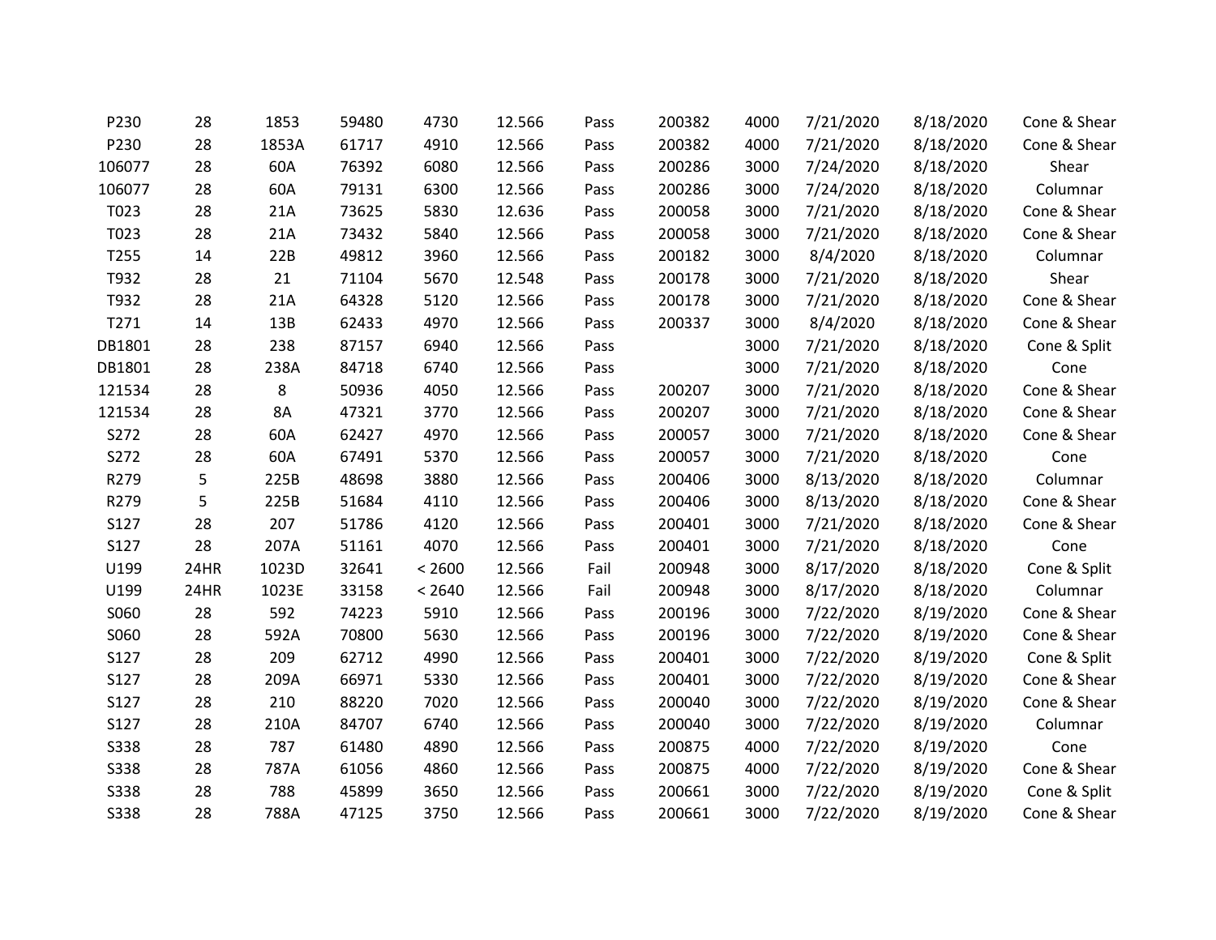| | | | | | | | | | | | |
|---|---|---|---|---|---|---|---|---|---|---|---|
| P230 | 28 | 1853 | 59480 | 4730 | 12.566 | Pass | 200382 | 4000 | 7/21/2020 | 8/18/2020 | Cone & Shear |
| P230 | 28 | 1853A | 61717 | 4910 | 12.566 | Pass | 200382 | 4000 | 7/21/2020 | 8/18/2020 | Cone & Shear |
| 106077 | 28 | 60A | 76392 | 6080 | 12.566 | Pass | 200286 | 3000 | 7/24/2020 | 8/18/2020 | Shear |
| 106077 | 28 | 60A | 79131 | 6300 | 12.566 | Pass | 200286 | 3000 | 7/24/2020 | 8/18/2020 | Columnar |
| T023 | 28 | 21A | 73625 | 5830 | 12.636 | Pass | 200058 | 3000 | 7/21/2020 | 8/18/2020 | Cone & Shear |
| T023 | 28 | 21A | 73432 | 5840 | 12.566 | Pass | 200058 | 3000 | 7/21/2020 | 8/18/2020 | Cone & Shear |
| T255 | 14 | 22B | 49812 | 3960 | 12.566 | Pass | 200182 | 3000 | 8/4/2020 | 8/18/2020 | Columnar |
| T932 | 28 | 21 | 71104 | 5670 | 12.548 | Pass | 200178 | 3000 | 7/21/2020 | 8/18/2020 | Shear |
| T932 | 28 | 21A | 64328 | 5120 | 12.566 | Pass | 200178 | 3000 | 7/21/2020 | 8/18/2020 | Cone & Shear |
| T271 | 14 | 13B | 62433 | 4970 | 12.566 | Pass | 200337 | 3000 | 8/4/2020 | 8/18/2020 | Cone & Shear |
| DB1801 | 28 | 238 | 87157 | 6940 | 12.566 | Pass | | 3000 | 7/21/2020 | 8/18/2020 | Cone & Split |
| DB1801 | 28 | 238A | 84718 | 6740 | 12.566 | Pass | | 3000 | 7/21/2020 | 8/18/2020 | Cone |
| 121534 | 28 | 8 | 50936 | 4050 | 12.566 | Pass | 200207 | 3000 | 7/21/2020 | 8/18/2020 | Cone & Shear |
| 121534 | 28 | 8A | 47321 | 3770 | 12.566 | Pass | 200207 | 3000 | 7/21/2020 | 8/18/2020 | Cone & Shear |
| S272 | 28 | 60A | 62427 | 4970 | 12.566 | Pass | 200057 | 3000 | 7/21/2020 | 8/18/2020 | Cone & Shear |
| S272 | 28 | 60A | 67491 | 5370 | 12.566 | Pass | 200057 | 3000 | 7/21/2020 | 8/18/2020 | Cone |
| R279 | 5 | 225B | 48698 | 3880 | 12.566 | Pass | 200406 | 3000 | 8/13/2020 | 8/18/2020 | Columnar |
| R279 | 5 | 225B | 51684 | 4110 | 12.566 | Pass | 200406 | 3000 | 8/13/2020 | 8/18/2020 | Cone & Shear |
| S127 | 28 | 207 | 51786 | 4120 | 12.566 | Pass | 200401 | 3000 | 7/21/2020 | 8/18/2020 | Cone & Shear |
| S127 | 28 | 207A | 51161 | 4070 | 12.566 | Pass | 200401 | 3000 | 7/21/2020 | 8/18/2020 | Cone |
| U199 | 24HR | 1023D | 32641 | < 2600 | 12.566 | Fail | 200948 | 3000 | 8/17/2020 | 8/18/2020 | Cone & Split |
| U199 | 24HR | 1023E | 33158 | < 2640 | 12.566 | Fail | 200948 | 3000 | 8/17/2020 | 8/18/2020 | Columnar |
| S060 | 28 | 592 | 74223 | 5910 | 12.566 | Pass | 200196 | 3000 | 7/22/2020 | 8/19/2020 | Cone & Shear |
| S060 | 28 | 592A | 70800 | 5630 | 12.566 | Pass | 200196 | 3000 | 7/22/2020 | 8/19/2020 | Cone & Shear |
| S127 | 28 | 209 | 62712 | 4990 | 12.566 | Pass | 200401 | 3000 | 7/22/2020 | 8/19/2020 | Cone & Split |
| S127 | 28 | 209A | 66971 | 5330 | 12.566 | Pass | 200401 | 3000 | 7/22/2020 | 8/19/2020 | Cone & Shear |
| S127 | 28 | 210 | 88220 | 7020 | 12.566 | Pass | 200040 | 3000 | 7/22/2020 | 8/19/2020 | Cone & Shear |
| S127 | 28 | 210A | 84707 | 6740 | 12.566 | Pass | 200040 | 3000 | 7/22/2020 | 8/19/2020 | Columnar |
| S338 | 28 | 787 | 61480 | 4890 | 12.566 | Pass | 200875 | 4000 | 7/22/2020 | 8/19/2020 | Cone |
| S338 | 28 | 787A | 61056 | 4860 | 12.566 | Pass | 200875 | 4000 | 7/22/2020 | 8/19/2020 | Cone & Shear |
| S338 | 28 | 788 | 45899 | 3650 | 12.566 | Pass | 200661 | 3000 | 7/22/2020 | 8/19/2020 | Cone & Split |
| S338 | 28 | 788A | 47125 | 3750 | 12.566 | Pass | 200661 | 3000 | 7/22/2020 | 8/19/2020 | Cone & Shear |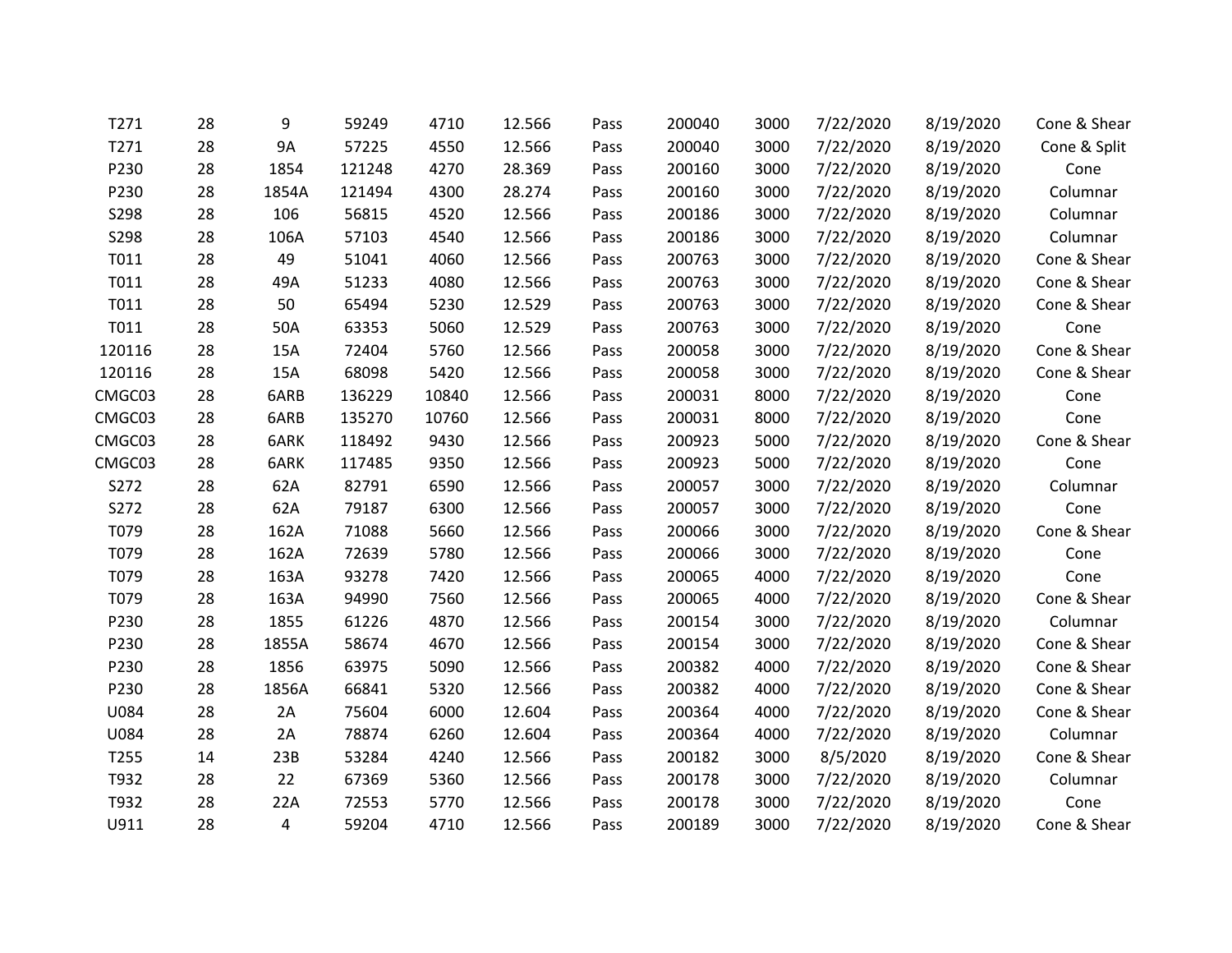| | | | | | | | | | | | |
|---|---|---|---|---|---|---|---|---|---|---|---|
| T271 | 28 | 9 | 59249 | 4710 | 12.566 | Pass | 200040 | 3000 | 7/22/2020 | 8/19/2020 | Cone & Shear |
| T271 | 28 | 9A | 57225 | 4550 | 12.566 | Pass | 200040 | 3000 | 7/22/2020 | 8/19/2020 | Cone & Split |
| P230 | 28 | 1854 | 121248 | 4270 | 28.369 | Pass | 200160 | 3000 | 7/22/2020 | 8/19/2020 | Cone |
| P230 | 28 | 1854A | 121494 | 4300 | 28.274 | Pass | 200160 | 3000 | 7/22/2020 | 8/19/2020 | Columnar |
| S298 | 28 | 106 | 56815 | 4520 | 12.566 | Pass | 200186 | 3000 | 7/22/2020 | 8/19/2020 | Columnar |
| S298 | 28 | 106A | 57103 | 4540 | 12.566 | Pass | 200186 | 3000 | 7/22/2020 | 8/19/2020 | Columnar |
| T011 | 28 | 49 | 51041 | 4060 | 12.566 | Pass | 200763 | 3000 | 7/22/2020 | 8/19/2020 | Cone & Shear |
| T011 | 28 | 49A | 51233 | 4080 | 12.566 | Pass | 200763 | 3000 | 7/22/2020 | 8/19/2020 | Cone & Shear |
| T011 | 28 | 50 | 65494 | 5230 | 12.529 | Pass | 200763 | 3000 | 7/22/2020 | 8/19/2020 | Cone & Shear |
| T011 | 28 | 50A | 63353 | 5060 | 12.529 | Pass | 200763 | 3000 | 7/22/2020 | 8/19/2020 | Cone |
| 120116 | 28 | 15A | 72404 | 5760 | 12.566 | Pass | 200058 | 3000 | 7/22/2020 | 8/19/2020 | Cone & Shear |
| 120116 | 28 | 15A | 68098 | 5420 | 12.566 | Pass | 200058 | 3000 | 7/22/2020 | 8/19/2020 | Cone & Shear |
| CMGC03 | 28 | 6ARB | 136229 | 10840 | 12.566 | Pass | 200031 | 8000 | 7/22/2020 | 8/19/2020 | Cone |
| CMGC03 | 28 | 6ARB | 135270 | 10760 | 12.566 | Pass | 200031 | 8000 | 7/22/2020 | 8/19/2020 | Cone |
| CMGC03 | 28 | 6ARK | 118492 | 9430 | 12.566 | Pass | 200923 | 5000 | 7/22/2020 | 8/19/2020 | Cone & Shear |
| CMGC03 | 28 | 6ARK | 117485 | 9350 | 12.566 | Pass | 200923 | 5000 | 7/22/2020 | 8/19/2020 | Cone |
| S272 | 28 | 62A | 82791 | 6590 | 12.566 | Pass | 200057 | 3000 | 7/22/2020 | 8/19/2020 | Columnar |
| S272 | 28 | 62A | 79187 | 6300 | 12.566 | Pass | 200057 | 3000 | 7/22/2020 | 8/19/2020 | Cone |
| T079 | 28 | 162A | 71088 | 5660 | 12.566 | Pass | 200066 | 3000 | 7/22/2020 | 8/19/2020 | Cone & Shear |
| T079 | 28 | 162A | 72639 | 5780 | 12.566 | Pass | 200066 | 3000 | 7/22/2020 | 8/19/2020 | Cone |
| T079 | 28 | 163A | 93278 | 7420 | 12.566 | Pass | 200065 | 4000 | 7/22/2020 | 8/19/2020 | Cone |
| T079 | 28 | 163A | 94990 | 7560 | 12.566 | Pass | 200065 | 4000 | 7/22/2020 | 8/19/2020 | Cone & Shear |
| P230 | 28 | 1855 | 61226 | 4870 | 12.566 | Pass | 200154 | 3000 | 7/22/2020 | 8/19/2020 | Columnar |
| P230 | 28 | 1855A | 58674 | 4670 | 12.566 | Pass | 200154 | 3000 | 7/22/2020 | 8/19/2020 | Cone & Shear |
| P230 | 28 | 1856 | 63975 | 5090 | 12.566 | Pass | 200382 | 4000 | 7/22/2020 | 8/19/2020 | Cone & Shear |
| P230 | 28 | 1856A | 66841 | 5320 | 12.566 | Pass | 200382 | 4000 | 7/22/2020 | 8/19/2020 | Cone & Shear |
| U084 | 28 | 2A | 75604 | 6000 | 12.604 | Pass | 200364 | 4000 | 7/22/2020 | 8/19/2020 | Cone & Shear |
| U084 | 28 | 2A | 78874 | 6260 | 12.604 | Pass | 200364 | 4000 | 7/22/2020 | 8/19/2020 | Columnar |
| T255 | 14 | 23B | 53284 | 4240 | 12.566 | Pass | 200182 | 3000 | 8/5/2020 | 8/19/2020 | Cone & Shear |
| T932 | 28 | 22 | 67369 | 5360 | 12.566 | Pass | 200178 | 3000 | 7/22/2020 | 8/19/2020 | Columnar |
| T932 | 28 | 22A | 72553 | 5770 | 12.566 | Pass | 200178 | 3000 | 7/22/2020 | 8/19/2020 | Cone |
| U911 | 28 | 4 | 59204 | 4710 | 12.566 | Pass | 200189 | 3000 | 7/22/2020 | 8/19/2020 | Cone & Shear |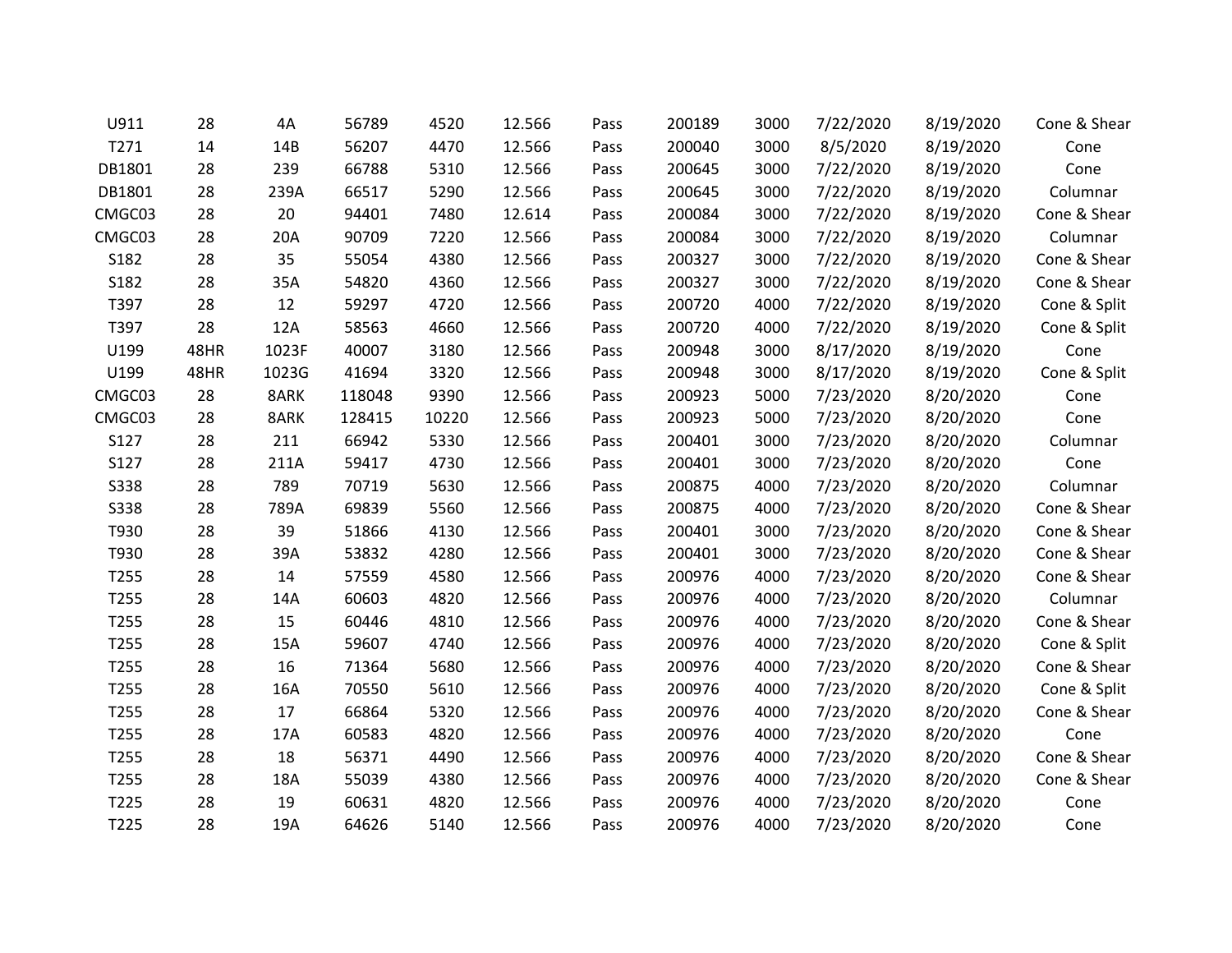| | | | | | | | | | | | |
|---|---|---|---|---|---|---|---|---|---|---|---|
| U911 | 28 | 4A | 56789 | 4520 | 12.566 | Pass | 200189 | 3000 | 7/22/2020 | 8/19/2020 | Cone & Shear |
| T271 | 14 | 14B | 56207 | 4470 | 12.566 | Pass | 200040 | 3000 | 8/5/2020 | 8/19/2020 | Cone |
| DB1801 | 28 | 239 | 66788 | 5310 | 12.566 | Pass | 200645 | 3000 | 7/22/2020 | 8/19/2020 | Cone |
| DB1801 | 28 | 239A | 66517 | 5290 | 12.566 | Pass | 200645 | 3000 | 7/22/2020 | 8/19/2020 | Columnar |
| CMGC03 | 28 | 20 | 94401 | 7480 | 12.614 | Pass | 200084 | 3000 | 7/22/2020 | 8/19/2020 | Cone & Shear |
| CMGC03 | 28 | 20A | 90709 | 7220 | 12.566 | Pass | 200084 | 3000 | 7/22/2020 | 8/19/2020 | Columnar |
| S182 | 28 | 35 | 55054 | 4380 | 12.566 | Pass | 200327 | 3000 | 7/22/2020 | 8/19/2020 | Cone & Shear |
| S182 | 28 | 35A | 54820 | 4360 | 12.566 | Pass | 200327 | 3000 | 7/22/2020 | 8/19/2020 | Cone & Shear |
| T397 | 28 | 12 | 59297 | 4720 | 12.566 | Pass | 200720 | 4000 | 7/22/2020 | 8/19/2020 | Cone & Split |
| T397 | 28 | 12A | 58563 | 4660 | 12.566 | Pass | 200720 | 4000 | 7/22/2020 | 8/19/2020 | Cone & Split |
| U199 | 48HR | 1023F | 40007 | 3180 | 12.566 | Pass | 200948 | 3000 | 8/17/2020 | 8/19/2020 | Cone |
| U199 | 48HR | 1023G | 41694 | 3320 | 12.566 | Pass | 200948 | 3000 | 8/17/2020 | 8/19/2020 | Cone & Split |
| CMGC03 | 28 | 8ARK | 118048 | 9390 | 12.566 | Pass | 200923 | 5000 | 7/23/2020 | 8/20/2020 | Cone |
| CMGC03 | 28 | 8ARK | 128415 | 10220 | 12.566 | Pass | 200923 | 5000 | 7/23/2020 | 8/20/2020 | Cone |
| S127 | 28 | 211 | 66942 | 5330 | 12.566 | Pass | 200401 | 3000 | 7/23/2020 | 8/20/2020 | Columnar |
| S127 | 28 | 211A | 59417 | 4730 | 12.566 | Pass | 200401 | 3000 | 7/23/2020 | 8/20/2020 | Cone |
| S338 | 28 | 789 | 70719 | 5630 | 12.566 | Pass | 200875 | 4000 | 7/23/2020 | 8/20/2020 | Columnar |
| S338 | 28 | 789A | 69839 | 5560 | 12.566 | Pass | 200875 | 4000 | 7/23/2020 | 8/20/2020 | Cone & Shear |
| T930 | 28 | 39 | 51866 | 4130 | 12.566 | Pass | 200401 | 3000 | 7/23/2020 | 8/20/2020 | Cone & Shear |
| T930 | 28 | 39A | 53832 | 4280 | 12.566 | Pass | 200401 | 3000 | 7/23/2020 | 8/20/2020 | Cone & Shear |
| T255 | 28 | 14 | 57559 | 4580 | 12.566 | Pass | 200976 | 4000 | 7/23/2020 | 8/20/2020 | Cone & Shear |
| T255 | 28 | 14A | 60603 | 4820 | 12.566 | Pass | 200976 | 4000 | 7/23/2020 | 8/20/2020 | Columnar |
| T255 | 28 | 15 | 60446 | 4810 | 12.566 | Pass | 200976 | 4000 | 7/23/2020 | 8/20/2020 | Cone & Shear |
| T255 | 28 | 15A | 59607 | 4740 | 12.566 | Pass | 200976 | 4000 | 7/23/2020 | 8/20/2020 | Cone & Split |
| T255 | 28 | 16 | 71364 | 5680 | 12.566 | Pass | 200976 | 4000 | 7/23/2020 | 8/20/2020 | Cone & Shear |
| T255 | 28 | 16A | 70550 | 5610 | 12.566 | Pass | 200976 | 4000 | 7/23/2020 | 8/20/2020 | Cone & Split |
| T255 | 28 | 17 | 66864 | 5320 | 12.566 | Pass | 200976 | 4000 | 7/23/2020 | 8/20/2020 | Cone & Shear |
| T255 | 28 | 17A | 60583 | 4820 | 12.566 | Pass | 200976 | 4000 | 7/23/2020 | 8/20/2020 | Cone |
| T255 | 28 | 18 | 56371 | 4490 | 12.566 | Pass | 200976 | 4000 | 7/23/2020 | 8/20/2020 | Cone & Shear |
| T255 | 28 | 18A | 55039 | 4380 | 12.566 | Pass | 200976 | 4000 | 7/23/2020 | 8/20/2020 | Cone & Shear |
| T225 | 28 | 19 | 60631 | 4820 | 12.566 | Pass | 200976 | 4000 | 7/23/2020 | 8/20/2020 | Cone |
| T225 | 28 | 19A | 64626 | 5140 | 12.566 | Pass | 200976 | 4000 | 7/23/2020 | 8/20/2020 | Cone |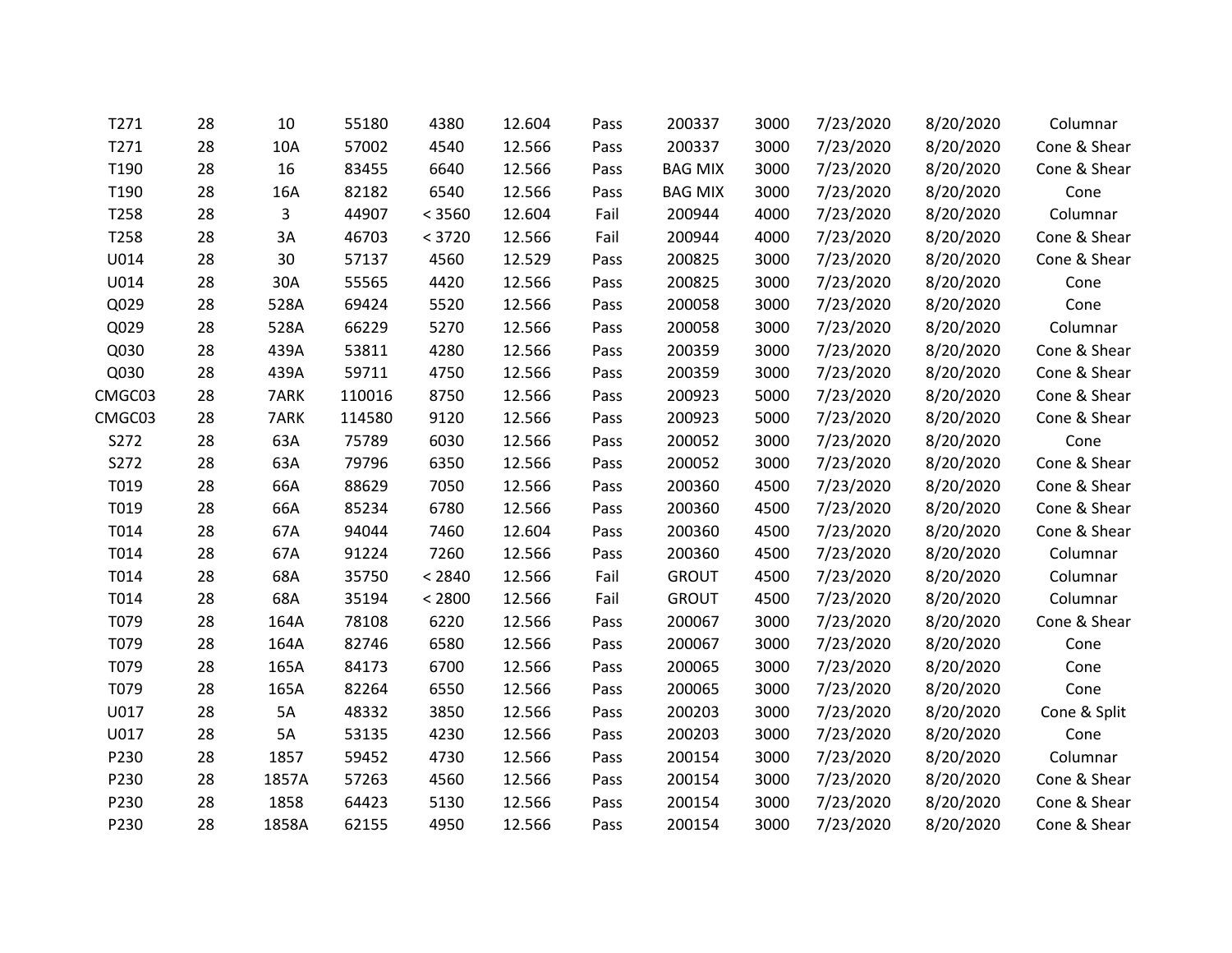| | | | | | | | | | | | |
|---|---|---|---|---|---|---|---|---|---|---|---|
| T271 | 28 | 10 | 55180 | 4380 | 12.604 | Pass | 200337 | 3000 | 7/23/2020 | 8/20/2020 | Columnar |
| T271 | 28 | 10A | 57002 | 4540 | 12.566 | Pass | 200337 | 3000 | 7/23/2020 | 8/20/2020 | Cone & Shear |
| T190 | 28 | 16 | 83455 | 6640 | 12.566 | Pass | BAG MIX | 3000 | 7/23/2020 | 8/20/2020 | Cone & Shear |
| T190 | 28 | 16A | 82182 | 6540 | 12.566 | Pass | BAG MIX | 3000 | 7/23/2020 | 8/20/2020 | Cone |
| T258 | 28 | 3 | 44907 | < 3560 | 12.604 | Fail | 200944 | 4000 | 7/23/2020 | 8/20/2020 | Columnar |
| T258 | 28 | 3A | 46703 | < 3720 | 12.566 | Fail | 200944 | 4000 | 7/23/2020 | 8/20/2020 | Cone & Shear |
| U014 | 28 | 30 | 57137 | 4560 | 12.529 | Pass | 200825 | 3000 | 7/23/2020 | 8/20/2020 | Cone & Shear |
| U014 | 28 | 30A | 55565 | 4420 | 12.566 | Pass | 200825 | 3000 | 7/23/2020 | 8/20/2020 | Cone |
| Q029 | 28 | 528A | 69424 | 5520 | 12.566 | Pass | 200058 | 3000 | 7/23/2020 | 8/20/2020 | Cone |
| Q029 | 28 | 528A | 66229 | 5270 | 12.566 | Pass | 200058 | 3000 | 7/23/2020 | 8/20/2020 | Columnar |
| Q030 | 28 | 439A | 53811 | 4280 | 12.566 | Pass | 200359 | 3000 | 7/23/2020 | 8/20/2020 | Cone & Shear |
| Q030 | 28 | 439A | 59711 | 4750 | 12.566 | Pass | 200359 | 3000 | 7/23/2020 | 8/20/2020 | Cone & Shear |
| CMGC03 | 28 | 7ARK | 110016 | 8750 | 12.566 | Pass | 200923 | 5000 | 7/23/2020 | 8/20/2020 | Cone & Shear |
| CMGC03 | 28 | 7ARK | 114580 | 9120 | 12.566 | Pass | 200923 | 5000 | 7/23/2020 | 8/20/2020 | Cone & Shear |
| S272 | 28 | 63A | 75789 | 6030 | 12.566 | Pass | 200052 | 3000 | 7/23/2020 | 8/20/2020 | Cone |
| S272 | 28 | 63A | 79796 | 6350 | 12.566 | Pass | 200052 | 3000 | 7/23/2020 | 8/20/2020 | Cone & Shear |
| T019 | 28 | 66A | 88629 | 7050 | 12.566 | Pass | 200360 | 4500 | 7/23/2020 | 8/20/2020 | Cone & Shear |
| T019 | 28 | 66A | 85234 | 6780 | 12.566 | Pass | 200360 | 4500 | 7/23/2020 | 8/20/2020 | Cone & Shear |
| T014 | 28 | 67A | 94044 | 7460 | 12.604 | Pass | 200360 | 4500 | 7/23/2020 | 8/20/2020 | Cone & Shear |
| T014 | 28 | 67A | 91224 | 7260 | 12.566 | Pass | 200360 | 4500 | 7/23/2020 | 8/20/2020 | Columnar |
| T014 | 28 | 68A | 35750 | < 2840 | 12.566 | Fail | GROUT | 4500 | 7/23/2020 | 8/20/2020 | Columnar |
| T014 | 28 | 68A | 35194 | < 2800 | 12.566 | Fail | GROUT | 4500 | 7/23/2020 | 8/20/2020 | Columnar |
| T079 | 28 | 164A | 78108 | 6220 | 12.566 | Pass | 200067 | 3000 | 7/23/2020 | 8/20/2020 | Cone & Shear |
| T079 | 28 | 164A | 82746 | 6580 | 12.566 | Pass | 200067 | 3000 | 7/23/2020 | 8/20/2020 | Cone |
| T079 | 28 | 165A | 84173 | 6700 | 12.566 | Pass | 200065 | 3000 | 7/23/2020 | 8/20/2020 | Cone |
| T079 | 28 | 165A | 82264 | 6550 | 12.566 | Pass | 200065 | 3000 | 7/23/2020 | 8/20/2020 | Cone |
| U017 | 28 | 5A | 48332 | 3850 | 12.566 | Pass | 200203 | 3000 | 7/23/2020 | 8/20/2020 | Cone & Split |
| U017 | 28 | 5A | 53135 | 4230 | 12.566 | Pass | 200203 | 3000 | 7/23/2020 | 8/20/2020 | Cone |
| P230 | 28 | 1857 | 59452 | 4730 | 12.566 | Pass | 200154 | 3000 | 7/23/2020 | 8/20/2020 | Columnar |
| P230 | 28 | 1857A | 57263 | 4560 | 12.566 | Pass | 200154 | 3000 | 7/23/2020 | 8/20/2020 | Cone & Shear |
| P230 | 28 | 1858 | 64423 | 5130 | 12.566 | Pass | 200154 | 3000 | 7/23/2020 | 8/20/2020 | Cone & Shear |
| P230 | 28 | 1858A | 62155 | 4950 | 12.566 | Pass | 200154 | 3000 | 7/23/2020 | 8/20/2020 | Cone & Shear |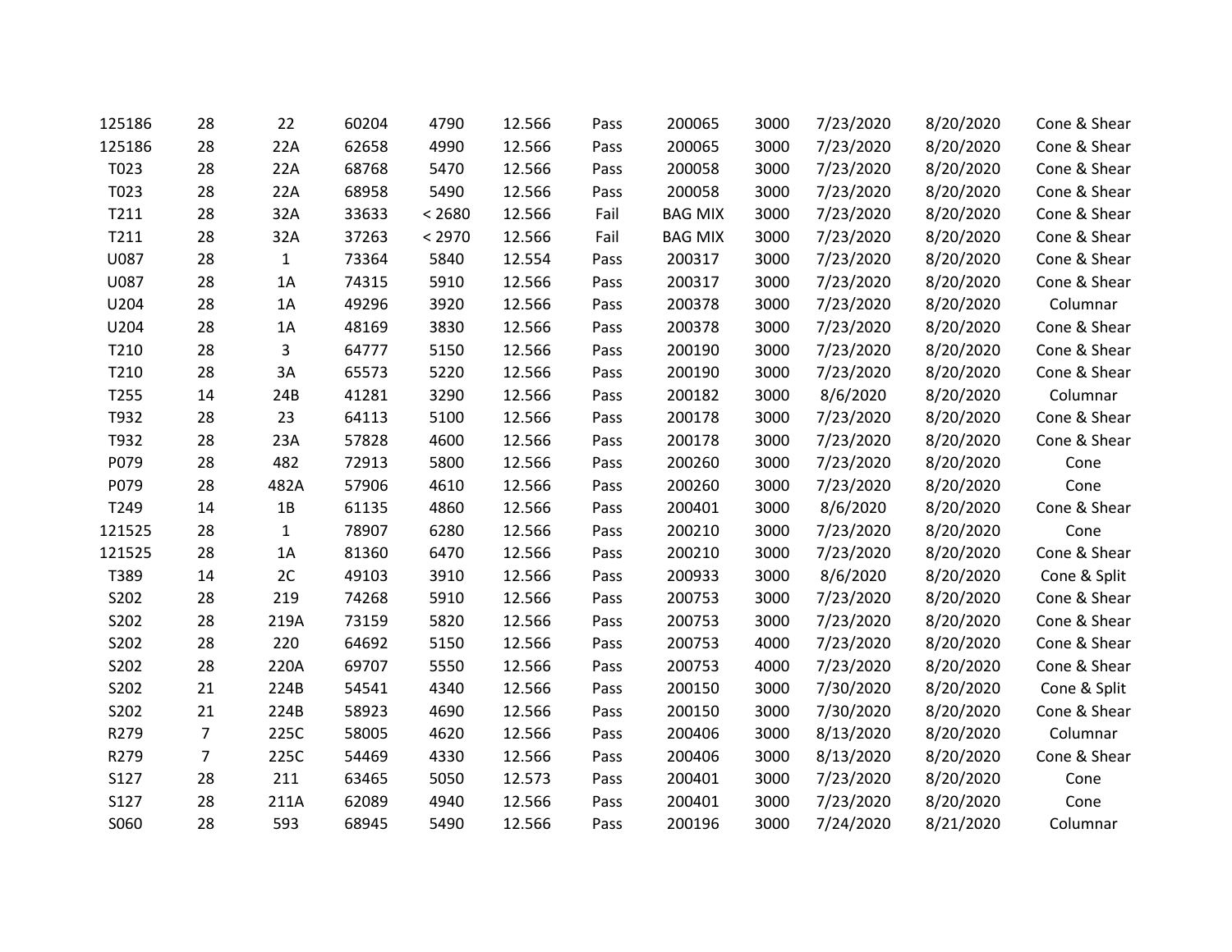| | | | | | | | | | | | |
|---|---|---|---|---|---|---|---|---|---|---|---|
| 125186 | 28 | 22 | 60204 | 4790 | 12.566 | Pass | 200065 | 3000 | 7/23/2020 | 8/20/2020 | Cone & Shear |
| 125186 | 28 | 22A | 62658 | 4990 | 12.566 | Pass | 200065 | 3000 | 7/23/2020 | 8/20/2020 | Cone & Shear |
| T023 | 28 | 22A | 68768 | 5470 | 12.566 | Pass | 200058 | 3000 | 7/23/2020 | 8/20/2020 | Cone & Shear |
| T023 | 28 | 22A | 68958 | 5490 | 12.566 | Pass | 200058 | 3000 | 7/23/2020 | 8/20/2020 | Cone & Shear |
| T211 | 28 | 32A | 33633 | < 2680 | 12.566 | Fail | BAG MIX | 3000 | 7/23/2020 | 8/20/2020 | Cone & Shear |
| T211 | 28 | 32A | 37263 | < 2970 | 12.566 | Fail | BAG MIX | 3000 | 7/23/2020 | 8/20/2020 | Cone & Shear |
| U087 | 28 | 1 | 73364 | 5840 | 12.554 | Pass | 200317 | 3000 | 7/23/2020 | 8/20/2020 | Cone & Shear |
| U087 | 28 | 1A | 74315 | 5910 | 12.566 | Pass | 200317 | 3000 | 7/23/2020 | 8/20/2020 | Cone & Shear |
| U204 | 28 | 1A | 49296 | 3920 | 12.566 | Pass | 200378 | 3000 | 7/23/2020 | 8/20/2020 | Columnar |
| U204 | 28 | 1A | 48169 | 3830 | 12.566 | Pass | 200378 | 3000 | 7/23/2020 | 8/20/2020 | Cone & Shear |
| T210 | 28 | 3 | 64777 | 5150 | 12.566 | Pass | 200190 | 3000 | 7/23/2020 | 8/20/2020 | Cone & Shear |
| T210 | 28 | 3A | 65573 | 5220 | 12.566 | Pass | 200190 | 3000 | 7/23/2020 | 8/20/2020 | Cone & Shear |
| T255 | 14 | 24B | 41281 | 3290 | 12.566 | Pass | 200182 | 3000 | 8/6/2020 | 8/20/2020 | Columnar |
| T932 | 28 | 23 | 64113 | 5100 | 12.566 | Pass | 200178 | 3000 | 7/23/2020 | 8/20/2020 | Cone & Shear |
| T932 | 28 | 23A | 57828 | 4600 | 12.566 | Pass | 200178 | 3000 | 7/23/2020 | 8/20/2020 | Cone & Shear |
| P079 | 28 | 482 | 72913 | 5800 | 12.566 | Pass | 200260 | 3000 | 7/23/2020 | 8/20/2020 | Cone |
| P079 | 28 | 482A | 57906 | 4610 | 12.566 | Pass | 200260 | 3000 | 7/23/2020 | 8/20/2020 | Cone |
| T249 | 14 | 1B | 61135 | 4860 | 12.566 | Pass | 200401 | 3000 | 8/6/2020 | 8/20/2020 | Cone & Shear |
| 121525 | 28 | 1 | 78907 | 6280 | 12.566 | Pass | 200210 | 3000 | 7/23/2020 | 8/20/2020 | Cone |
| 121525 | 28 | 1A | 81360 | 6470 | 12.566 | Pass | 200210 | 3000 | 7/23/2020 | 8/20/2020 | Cone & Shear |
| T389 | 14 | 2C | 49103 | 3910 | 12.566 | Pass | 200933 | 3000 | 8/6/2020 | 8/20/2020 | Cone & Split |
| S202 | 28 | 219 | 74268 | 5910 | 12.566 | Pass | 200753 | 3000 | 7/23/2020 | 8/20/2020 | Cone & Shear |
| S202 | 28 | 219A | 73159 | 5820 | 12.566 | Pass | 200753 | 3000 | 7/23/2020 | 8/20/2020 | Cone & Shear |
| S202 | 28 | 220 | 64692 | 5150 | 12.566 | Pass | 200753 | 4000 | 7/23/2020 | 8/20/2020 | Cone & Shear |
| S202 | 28 | 220A | 69707 | 5550 | 12.566 | Pass | 200753 | 4000 | 7/23/2020 | 8/20/2020 | Cone & Shear |
| S202 | 21 | 224B | 54541 | 4340 | 12.566 | Pass | 200150 | 3000 | 7/30/2020 | 8/20/2020 | Cone & Split |
| S202 | 21 | 224B | 58923 | 4690 | 12.566 | Pass | 200150 | 3000 | 7/30/2020 | 8/20/2020 | Cone & Shear |
| R279 | 7 | 225C | 58005 | 4620 | 12.566 | Pass | 200406 | 3000 | 8/13/2020 | 8/20/2020 | Columnar |
| R279 | 7 | 225C | 54469 | 4330 | 12.566 | Pass | 200406 | 3000 | 8/13/2020 | 8/20/2020 | Cone & Shear |
| S127 | 28 | 211 | 63465 | 5050 | 12.573 | Pass | 200401 | 3000 | 7/23/2020 | 8/20/2020 | Cone |
| S127 | 28 | 211A | 62089 | 4940 | 12.566 | Pass | 200401 | 3000 | 7/23/2020 | 8/20/2020 | Cone |
| S060 | 28 | 593 | 68945 | 5490 | 12.566 | Pass | 200196 | 3000 | 7/24/2020 | 8/21/2020 | Columnar |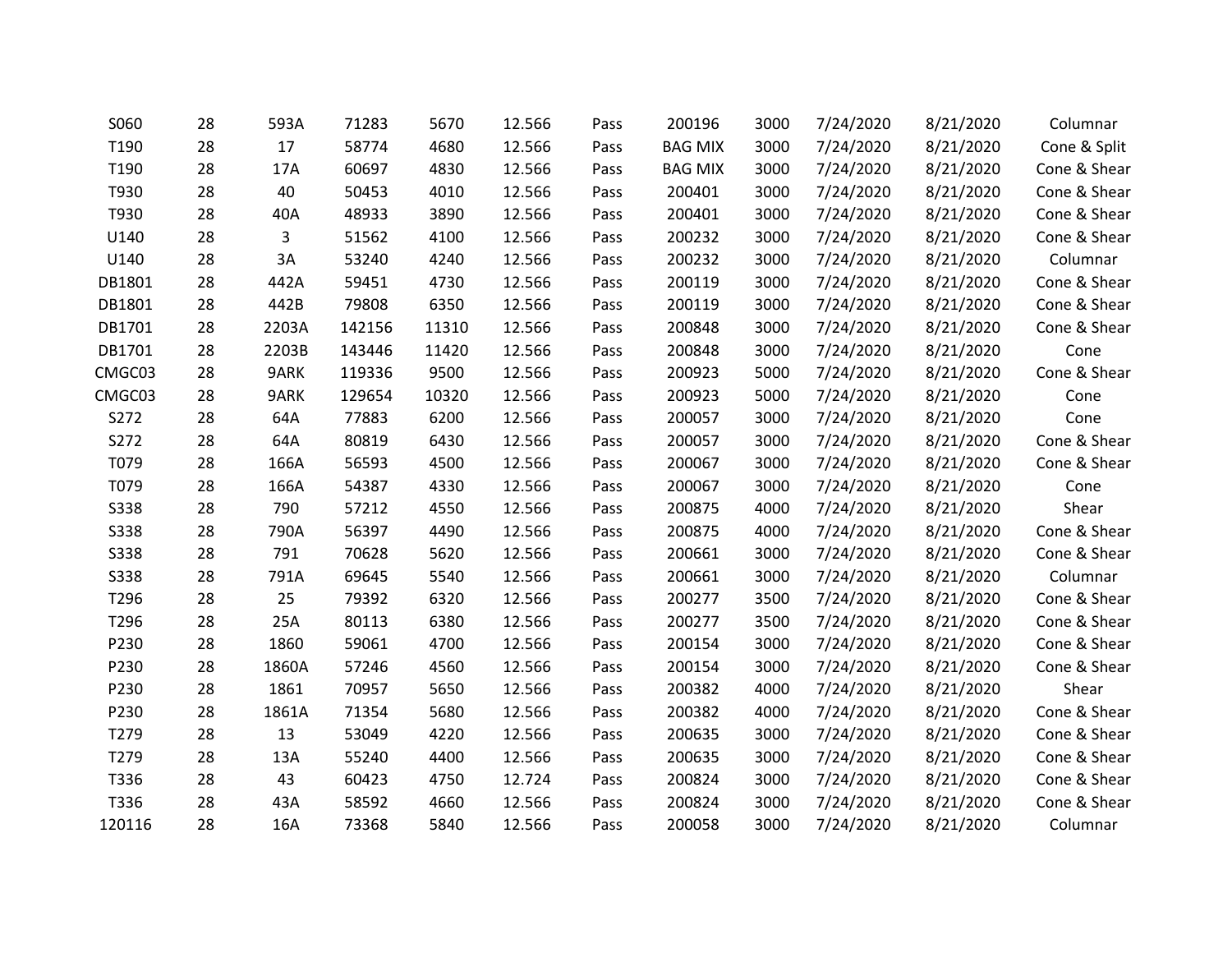| | | | | | | | | | | | |
|---|---|---|---|---|---|---|---|---|---|---|---|
| S060 | 28 | 593A | 71283 | 5670 | 12.566 | Pass | 200196 | 3000 | 7/24/2020 | 8/21/2020 | Columnar |
| T190 | 28 | 17 | 58774 | 4680 | 12.566 | Pass | BAG MIX | 3000 | 7/24/2020 | 8/21/2020 | Cone & Split |
| T190 | 28 | 17A | 60697 | 4830 | 12.566 | Pass | BAG MIX | 3000 | 7/24/2020 | 8/21/2020 | Cone & Shear |
| T930 | 28 | 40 | 50453 | 4010 | 12.566 | Pass | 200401 | 3000 | 7/24/2020 | 8/21/2020 | Cone & Shear |
| T930 | 28 | 40A | 48933 | 3890 | 12.566 | Pass | 200401 | 3000 | 7/24/2020 | 8/21/2020 | Cone & Shear |
| U140 | 28 | 3 | 51562 | 4100 | 12.566 | Pass | 200232 | 3000 | 7/24/2020 | 8/21/2020 | Cone & Shear |
| U140 | 28 | 3A | 53240 | 4240 | 12.566 | Pass | 200232 | 3000 | 7/24/2020 | 8/21/2020 | Columnar |
| DB1801 | 28 | 442A | 59451 | 4730 | 12.566 | Pass | 200119 | 3000 | 7/24/2020 | 8/21/2020 | Cone & Shear |
| DB1801 | 28 | 442B | 79808 | 6350 | 12.566 | Pass | 200119 | 3000 | 7/24/2020 | 8/21/2020 | Cone & Shear |
| DB1701 | 28 | 2203A | 142156 | 11310 | 12.566 | Pass | 200848 | 3000 | 7/24/2020 | 8/21/2020 | Cone & Shear |
| DB1701 | 28 | 2203B | 143446 | 11420 | 12.566 | Pass | 200848 | 3000 | 7/24/2020 | 8/21/2020 | Cone |
| CMGC03 | 28 | 9ARK | 119336 | 9500 | 12.566 | Pass | 200923 | 5000 | 7/24/2020 | 8/21/2020 | Cone & Shear |
| CMGC03 | 28 | 9ARK | 129654 | 10320 | 12.566 | Pass | 200923 | 5000 | 7/24/2020 | 8/21/2020 | Cone |
| S272 | 28 | 64A | 77883 | 6200 | 12.566 | Pass | 200057 | 3000 | 7/24/2020 | 8/21/2020 | Cone |
| S272 | 28 | 64A | 80819 | 6430 | 12.566 | Pass | 200057 | 3000 | 7/24/2020 | 8/21/2020 | Cone & Shear |
| T079 | 28 | 166A | 56593 | 4500 | 12.566 | Pass | 200067 | 3000 | 7/24/2020 | 8/21/2020 | Cone & Shear |
| T079 | 28 | 166A | 54387 | 4330 | 12.566 | Pass | 200067 | 3000 | 7/24/2020 | 8/21/2020 | Cone |
| S338 | 28 | 790 | 57212 | 4550 | 12.566 | Pass | 200875 | 4000 | 7/24/2020 | 8/21/2020 | Shear |
| S338 | 28 | 790A | 56397 | 4490 | 12.566 | Pass | 200875 | 4000 | 7/24/2020 | 8/21/2020 | Cone & Shear |
| S338 | 28 | 791 | 70628 | 5620 | 12.566 | Pass | 200661 | 3000 | 7/24/2020 | 8/21/2020 | Cone & Shear |
| S338 | 28 | 791A | 69645 | 5540 | 12.566 | Pass | 200661 | 3000 | 7/24/2020 | 8/21/2020 | Columnar |
| T296 | 28 | 25 | 79392 | 6320 | 12.566 | Pass | 200277 | 3500 | 7/24/2020 | 8/21/2020 | Cone & Shear |
| T296 | 28 | 25A | 80113 | 6380 | 12.566 | Pass | 200277 | 3500 | 7/24/2020 | 8/21/2020 | Cone & Shear |
| P230 | 28 | 1860 | 59061 | 4700 | 12.566 | Pass | 200154 | 3000 | 7/24/2020 | 8/21/2020 | Cone & Shear |
| P230 | 28 | 1860A | 57246 | 4560 | 12.566 | Pass | 200154 | 3000 | 7/24/2020 | 8/21/2020 | Cone & Shear |
| P230 | 28 | 1861 | 70957 | 5650 | 12.566 | Pass | 200382 | 4000 | 7/24/2020 | 8/21/2020 | Shear |
| P230 | 28 | 1861A | 71354 | 5680 | 12.566 | Pass | 200382 | 4000 | 7/24/2020 | 8/21/2020 | Cone & Shear |
| T279 | 28 | 13 | 53049 | 4220 | 12.566 | Pass | 200635 | 3000 | 7/24/2020 | 8/21/2020 | Cone & Shear |
| T279 | 28 | 13A | 55240 | 4400 | 12.566 | Pass | 200635 | 3000 | 7/24/2020 | 8/21/2020 | Cone & Shear |
| T336 | 28 | 43 | 60423 | 4750 | 12.724 | Pass | 200824 | 3000 | 7/24/2020 | 8/21/2020 | Cone & Shear |
| T336 | 28 | 43A | 58592 | 4660 | 12.566 | Pass | 200824 | 3000 | 7/24/2020 | 8/21/2020 | Cone & Shear |
| 120116 | 28 | 16A | 73368 | 5840 | 12.566 | Pass | 200058 | 3000 | 7/24/2020 | 8/21/2020 | Columnar |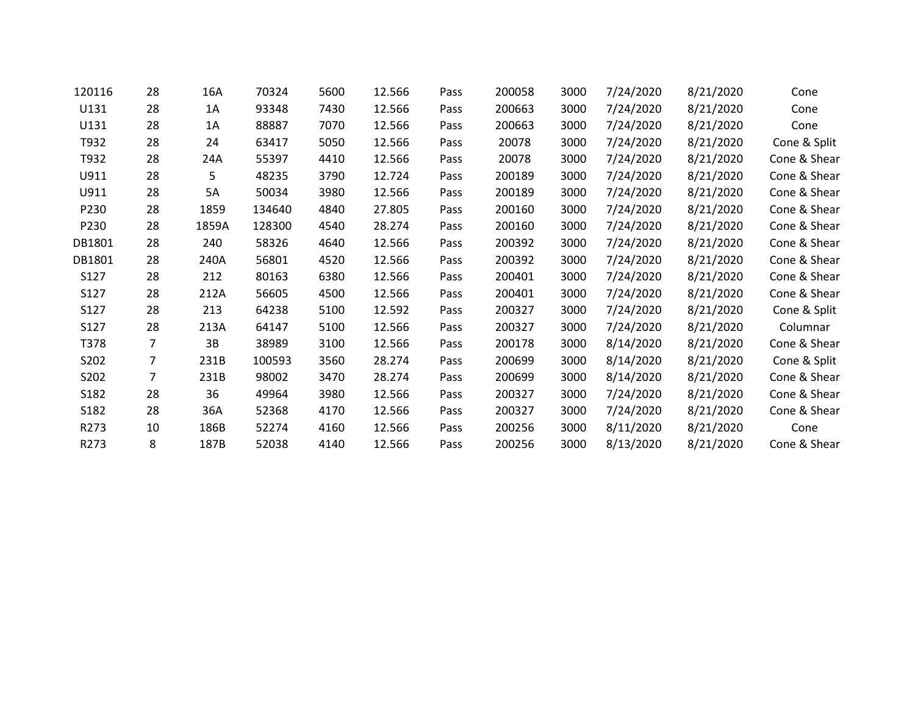| | | | | | | | | | | | |
|---|---|---|---|---|---|---|---|---|---|---|---|
| 120116 | 28 | 16A | 70324 | 5600 | 12.566 | Pass | 200058 | 3000 | 7/24/2020 | 8/21/2020 | Cone |
| U131 | 28 | 1A | 93348 | 7430 | 12.566 | Pass | 200663 | 3000 | 7/24/2020 | 8/21/2020 | Cone |
| U131 | 28 | 1A | 88887 | 7070 | 12.566 | Pass | 200663 | 3000 | 7/24/2020 | 8/21/2020 | Cone |
| T932 | 28 | 24 | 63417 | 5050 | 12.566 | Pass | 20078 | 3000 | 7/24/2020 | 8/21/2020 | Cone & Split |
| T932 | 28 | 24A | 55397 | 4410 | 12.566 | Pass | 20078 | 3000 | 7/24/2020 | 8/21/2020 | Cone & Shear |
| U911 | 28 | 5 | 48235 | 3790 | 12.724 | Pass | 200189 | 3000 | 7/24/2020 | 8/21/2020 | Cone & Shear |
| U911 | 28 | 5A | 50034 | 3980 | 12.566 | Pass | 200189 | 3000 | 7/24/2020 | 8/21/2020 | Cone & Shear |
| P230 | 28 | 1859 | 134640 | 4840 | 27.805 | Pass | 200160 | 3000 | 7/24/2020 | 8/21/2020 | Cone & Shear |
| P230 | 28 | 1859A | 128300 | 4540 | 28.274 | Pass | 200160 | 3000 | 7/24/2020 | 8/21/2020 | Cone & Shear |
| DB1801 | 28 | 240 | 58326 | 4640 | 12.566 | Pass | 200392 | 3000 | 7/24/2020 | 8/21/2020 | Cone & Shear |
| DB1801 | 28 | 240A | 56801 | 4520 | 12.566 | Pass | 200392 | 3000 | 7/24/2020 | 8/21/2020 | Cone & Shear |
| S127 | 28 | 212 | 80163 | 6380 | 12.566 | Pass | 200401 | 3000 | 7/24/2020 | 8/21/2020 | Cone & Shear |
| S127 | 28 | 212A | 56605 | 4500 | 12.566 | Pass | 200401 | 3000 | 7/24/2020 | 8/21/2020 | Cone & Shear |
| S127 | 28 | 213 | 64238 | 5100 | 12.592 | Pass | 200327 | 3000 | 7/24/2020 | 8/21/2020 | Cone & Split |
| S127 | 28 | 213A | 64147 | 5100 | 12.566 | Pass | 200327 | 3000 | 7/24/2020 | 8/21/2020 | Columnar |
| T378 | 7 | 3B | 38989 | 3100 | 12.566 | Pass | 200178 | 3000 | 8/14/2020 | 8/21/2020 | Cone & Shear |
| S202 | 7 | 231B | 100593 | 3560 | 28.274 | Pass | 200699 | 3000 | 8/14/2020 | 8/21/2020 | Cone & Split |
| S202 | 7 | 231B | 98002 | 3470 | 28.274 | Pass | 200699 | 3000 | 8/14/2020 | 8/21/2020 | Cone & Shear |
| S182 | 28 | 36 | 49964 | 3980 | 12.566 | Pass | 200327 | 3000 | 7/24/2020 | 8/21/2020 | Cone & Shear |
| S182 | 28 | 36A | 52368 | 4170 | 12.566 | Pass | 200327 | 3000 | 7/24/2020 | 8/21/2020 | Cone & Shear |
| R273 | 10 | 186B | 52274 | 4160 | 12.566 | Pass | 200256 | 3000 | 8/11/2020 | 8/21/2020 | Cone |
| R273 | 8 | 187B | 52038 | 4140 | 12.566 | Pass | 200256 | 3000 | 8/13/2020 | 8/21/2020 | Cone & Shear |